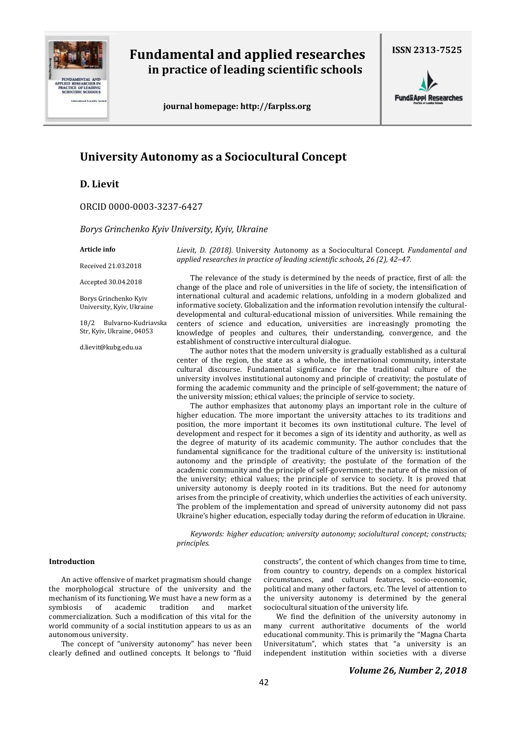# Fundamental and applied researches in practice of leading scientific schools

**journal homepage: http://farplss.org**

**ISSN 2313-7525**

## University Autonomy as a Sociocultural Concept

### D. Lievit

ORCID 0000-0003-3237-6427

*Borys Grinchenko Kyiv University, Kyiv, Ukraine*

**Article info**

Received 21.03.2018

Accepted 30.04.2018

Borys Grinchenko Kyiv University, Kyiv, Ukraine

18/2 Bulvarno-Kudriavska Str, Kyiv, Ukraine, 04053

d.lievit@kubg.edu.ua

*Lievit, D. (2018).* University Autonomy as a Sociocultural Concept. *Fundamental and applied researches in practice of leading scientific schools, 26 (2), 42–47.*

The relevance of the study is determined by the needs of practice, first of all: the change of the place and role of universities in the life of society, the intensification of international cultural and academic relations, unfolding in a modern globalized and informative society. Globalization and the information revolution intensify the cultural-developmental and cultural-educational mission of universities. While remaining the centers of science and education, universities are increasingly promoting the knowledge of peoples and cultures, their understanding, convergence, and the establishment of constructive intercultural dialogue.

The author notes that the modern university is gradually established as a cultural center of the region, the state as a whole, the international community, interstate cultural discourse. Fundamental significance for the traditional culture of the university involves institutional autonomy and principle of creativity; the postulate of forming the academic community and the principle of self-government; the nature of the university mission; ethical values; the principle of service to society.

The author emphasizes that autonomy plays an important role in the culture of higher education. The more important the university attaches to its traditions and position, the more important it becomes its own institutional culture. The level of development and respect for it becomes a sign of its identity and authority, as well as the degree of maturity of its academic community. The author concludes that the fundamental significance for the traditional culture of the university is: institutional autonomy and the principle of creativity; the postulate of the formation of the academic community and the principle of self-government; the nature of the mission of the university; ethical values; the principle of service to society. It is proved that university autonomy is deeply rooted in its traditions. But the need for autonomy arises from the principle of creativity, which underlies the activities of each university. The problem of the implementation and spread of university autonomy did not pass Ukraine's higher education, especially today during the reform of education in Ukraine.

*Keywords: higher education; university autonomy; sociolultural concept; constructs; principles.*

#### Introduction

An active offensive of market pragmatism should change the morphological structure of the university and the mechanism of its functioning. We must have a new form as a symbiosis of academic tradition and market commercialization. Such a modification of this vital for the world community of a social institution appears to us as an autonomous university.

The concept of "university autonomy" has never been clearly defined and outlined concepts. It belongs to "fluid constructs", the content of which changes from time to time, from country to country, depends on a complex historical circumstances, and cultural features, socio-economic, political and many other factors, etc. The level of attention to the university autonomy is determined by the general sociocultural situation of the university life.

We find the definition of the university autonomy in many current authoritative documents of the world educational community. This is primarily the "Magna Charta Universitatum", which states that "a university is an independent institution within societies with a diverse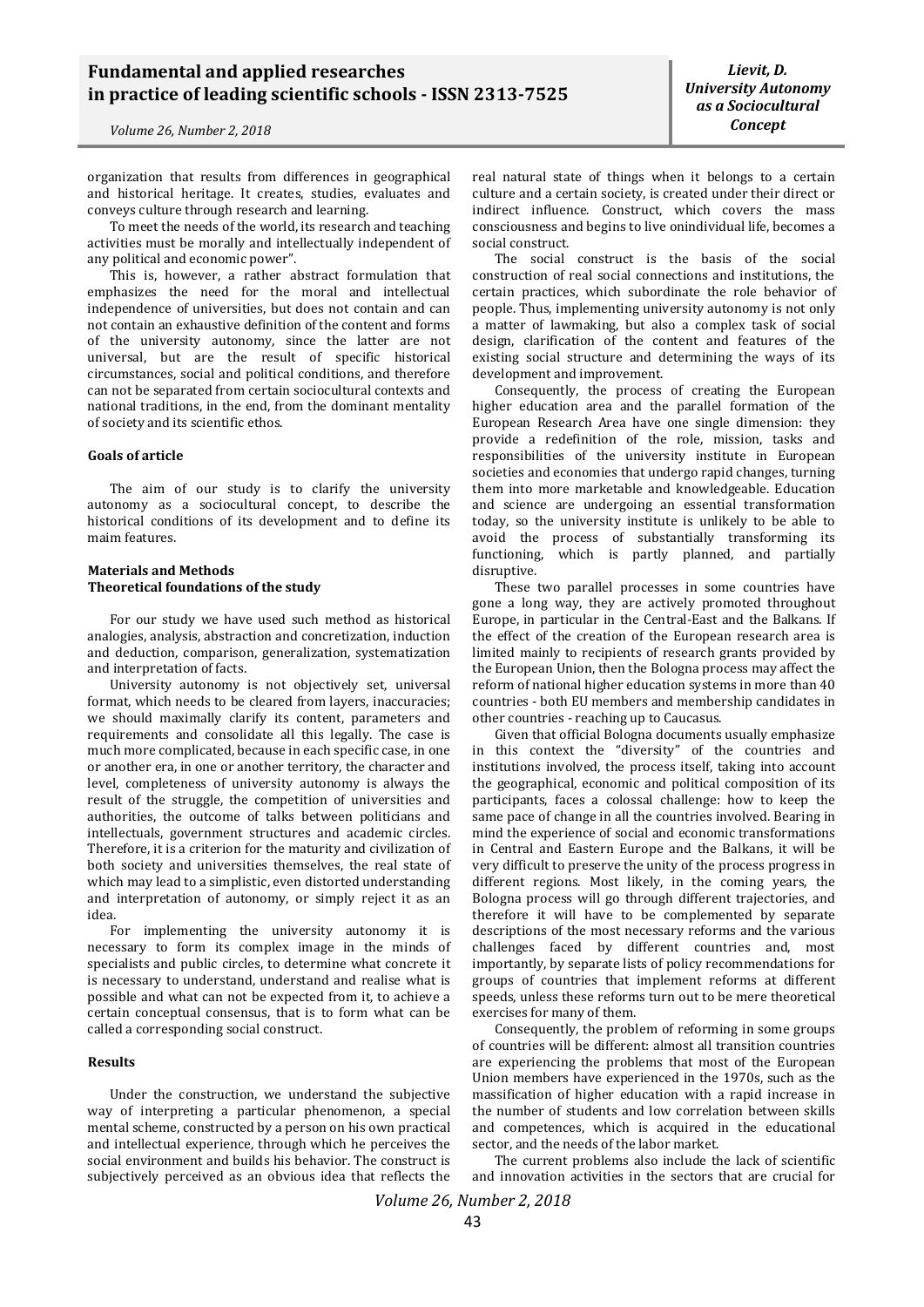organization that results from differences in geographical and historical heritage. It creates, studies, evaluates and conveys culture through research and learning.

To meet the needs of the world, its research and teaching activities must be morally and intellectually independent of any political and economic power".

This is, however, a rather abstract formulation that emphasizes the need for the moral and intellectual independence of universities, but does not contain and can not contain an exhaustive definition of the content and forms of the university autonomy, since the latter are not universal, but are the result of specific historical circumstances, social and political conditions, and therefore can not be separated from certain sociocultural contexts and national traditions, in the end, from the dominant mentality of society and its scientific ethos.

#### Goals of article

The aim of our study is to clarify the university autonomy as a sociocultural concept, to describe the historical conditions of its development and to define its maim features.

#### Materials and Methods

#### Theoretical foundations of the study

For our study we have used such method as historical analogies, analysis, abstraction and concretization, induction and deduction, comparison, generalization, systematization and interpretation of facts.

University autonomy is not objectively set, universal format, which needs to be cleared from layers, inaccuracies; we should maximally clarify its content, parameters and requirements and consolidate all this legally. The case is much more complicated, because in each specific case, in one or another era, in one or another territory, the character and level, completeness of university autonomy is always the result of the struggle, the competition of universities and authorities, the outcome of talks between politicians and intellectuals, government structures and academic circles. Therefore, it is a criterion for the maturity and civilization of both society and universities themselves, the real state of which may lead to a simplistic, even distorted understanding and interpretation of autonomy, or simply reject it as an idea.

For implementing the university autonomy it is necessary to form its complex image in the minds of specialists and public circles, to determine what concrete it is necessary to understand, understand and realise what is possible and what can not be expected from it, to achieve a certain conceptual consensus, that is to form what can be called a corresponding social construct.

#### Results

Under the construction, we understand the subjective way of interpreting a particular phenomenon, a special mental scheme, constructed by a person on his own practical and intellectual experience, through which he perceives the social environment and builds his behavior. The construct is subjectively perceived as an obvious idea that reflects the real natural state of things when it belongs to a certain culture and a certain society, is created under their direct or indirect influence. Construct, which covers the mass consciousness and begins to live onindividual life, becomes a social construct.

The social construct is the basis of the social construction of real social connections and institutions, the certain practices, which subordinate the role behavior of people. Thus, implementing university autonomy is not only a matter of lawmaking, but also a complex task of social design, clarification of the content and features of the existing social structure and determining the ways of its development and improvement.

Consequently, the process of creating the European higher education area and the parallel formation of the European Research Area have one single dimension: they provide a redefinition of the role, mission, tasks and responsibilities of the university institute in European societies and economies that undergo rapid changes, turning them into more marketable and knowledgeable. Education and science are undergoing an essential transformation today, so the university institute is unlikely to be able to avoid the process of substantially transforming its functioning, which is partly planned, and partially disruptive.

These two parallel processes in some countries have gone a long way, they are actively promoted throughout Europe, in particular in the Central-East and the Balkans. If the effect of the creation of the European research area is limited mainly to recipients of research grants provided by the European Union, then the Bologna process may affect the reform of national higher education systems in more than 40 countries - both EU members and membership candidates in other countries - reaching up to Caucasus.

Given that official Bologna documents usually emphasize in this context the "diversity" of the countries and institutions involved, the process itself, taking into account the geographical, economic and political composition of its participants, faces a colossal challenge: how to keep the same pace of change in all the countries involved. Bearing in mind the experience of social and economic transformations in Central and Eastern Europe and the Balkans, it will be very difficult to preserve the unity of the process progress in different regions. Most likely, in the coming years, the Bologna process will go through different trajectories, and therefore it will have to be complemented by separate descriptions of the most necessary reforms and the various challenges faced by different countries and, most importantly, by separate lists of policy recommendations for groups of countries that implement reforms at different speeds, unless these reforms turn out to be mere theoretical exercises for many of them.

Consequently, the problem of reforming in some groups of countries will be different: almost all transition countries are experiencing the problems that most of the European Union members have experienced in the 1970s, such as the massification of higher education with a rapid increase in the number of students and low correlation between skills and competences, which is acquired in the educational sector, and the needs of the labor market.

The current problems also include the lack of scientific and innovation activities in the sectors that are crucial for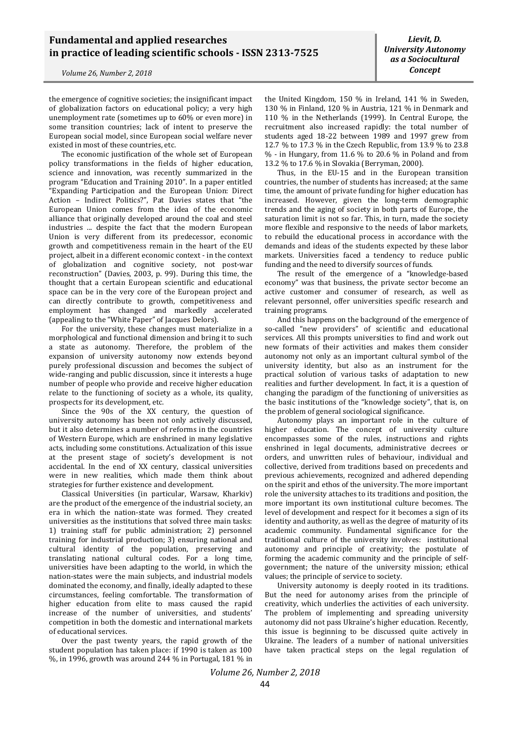the emergence of cognitive societies; the insignificant impact of globalization factors on educational policy; a very high unemployment rate (sometimes up to 60% or even more) in some transition countries; lack of intent to preserve the European social model, since European social welfare never existed in most of these countries, etc.

The economic justification of the whole set of European policy transformations in the fields of higher education, science and innovation, was recently summarized in the program "Education and Training 2010". In a paper entitled "Expanding Participation and the European Union: Direct Action – Indirect Politics?", Pat Davies states that "the European Union comes from the idea of the economic alliance that originally developed around the coal and steel industries ... despite the fact that the modern European Union is very different from its predecessor, economic growth and competitiveness remain in the heart of the EU project, albeit in a different economic context - in the context of globalization and cognitive society, not post-war reconstruction" (Davies, 2003, p. 99). During this time, the thought that a certain European scientific and educational space can be in the very core of the European project and can directly contribute to growth, competitiveness and employment has changed and markedly accelerated (appealing to the "White Paper" of Jacques Delors).

For the university, these changes must materialize in a morphological and functional dimension and bring it to such a state as autonomy. Therefore, the problem of the expansion of university autonomy now extends beyond purely professional discussion and becomes the subject of wide-ranging and public discussion, since it interests a huge number of people who provide and receive higher education relate to the functioning of society as a whole, its quality, prospects for its development, etc.

Since the 90s of the XX century, the question of university autonomy has been not only actively discussed, but it also determines a number of reforms in the countries of Western Europe, which are enshrined in many legislative acts, including some constitutions. Actualization of this issue at the present stage of society's development is not accidental. In the end of XX century, classical universities were in new realities, which made them think about strategies for further existence and development.

Classical Universities (in particular, Warsaw, Kharkiv) are the product of the emergence of the industrial society, an era in which the nation-state was formed. They created universities as the institutions that solved three main tasks: 1) training staff for public administration; 2) personnel training for industrial production; 3) ensuring national and cultural identity of the population, preserving and translating national cultural codes. For a long time, universities have been adapting to the world, in which the nation-states were the main subjects, and industrial models dominated the economy, and finally, ideally adapted to these circumstances, feeling comfortable. The transformation of higher education from elite to mass caused the rapid increase of the number of universities, and students' competition in both the domestic and international markets of educational services.

Over the past twenty years, the rapid growth of the student population has taken place: if 1990 is taken as 100 %, in 1996, growth was around 244 % in Portugal, 181 % in the United Kingdom, 150 % in Ireland, 141 % in Sweden, 130 % in Finland, 120 % in Austria, 121 % in Denmark and 110 % in the Netherlands (1999). In Central Europe, the recruitment also increased rapidly: the total number of students aged 18-22 between 1989 and 1997 grew from 12.7 % to 17.3 % in the Czech Republic, from 13.9 % to 23.8 % - in Hungary, from 11.6 % to 20.6 % in Poland and from 13.2 % to 17.6 % in Slovakia (Berryman, 2000).

Thus, in the EU-15 and in the European transition countries, the number of students has increased; at the same time, the amount of private funding for higher education has increased. However, given the long-term demographic trends and the aging of society in both parts of Europe, the saturation limit is not so far. This, in turn, made the society more flexible and responsive to the needs of labor markets, to rebuild the educational process in accordance with the demands and ideas of the students expected by these labor markets. Universities faced a tendency to reduce public funding and the need to diversify sources of funds.

The result of the emergence of a "knowledge-based economy" was that business, the private sector become an active customer and consumer of research, as well as relevant personnel, offer universities specific research and training programs.

And this happens on the background of the emergence of so-called "new providers" of scientific and educational services. All this prompts universities to find and work out new formats of their activities and makes them consider autonomy not only as an important cultural symbol of the university identity, but also as an instrument for the practical solution of various tasks of adaptation to new realities and further development. In fact, it is a question of changing the paradigm of the functioning of universities as the basic institutions of the "knowledge society", that is, on the problem of general sociological significance.

Autonomy plays an important role in the culture of higher education. The concept of university culture encompasses some of the rules, instructions and rights enshrined in legal documents, administrative decrees or orders, and unwritten rules of behaviour, individual and collective, derived from traditions based on precedents and previous achievements, recognized and adhered depending on the spirit and ethos of the university. The more important role the university attaches to its traditions and position, the more important its own institutional culture becomes. The level of development and respect for it becomes a sign of its identity and authority, as well as the degree of maturity of its academic community. Fundamental significance for the traditional culture of the university involves: institutional autonomy and principle of creativity; the postulate of forming the academic community and the principle of self-government; the nature of the university mission; ethical values; the principle of service to society.

University autonomy is deeply rooted in its traditions. But the need for autonomy arises from the principle of creativity, which underlies the activities of each university. The problem of implementing and spreading university autonomy did not pass Ukraine's higher education. Recently, this issue is beginning to be discussed quite actively in Ukraine. The leaders of a number of national universities have taken practical steps on the legal regulation of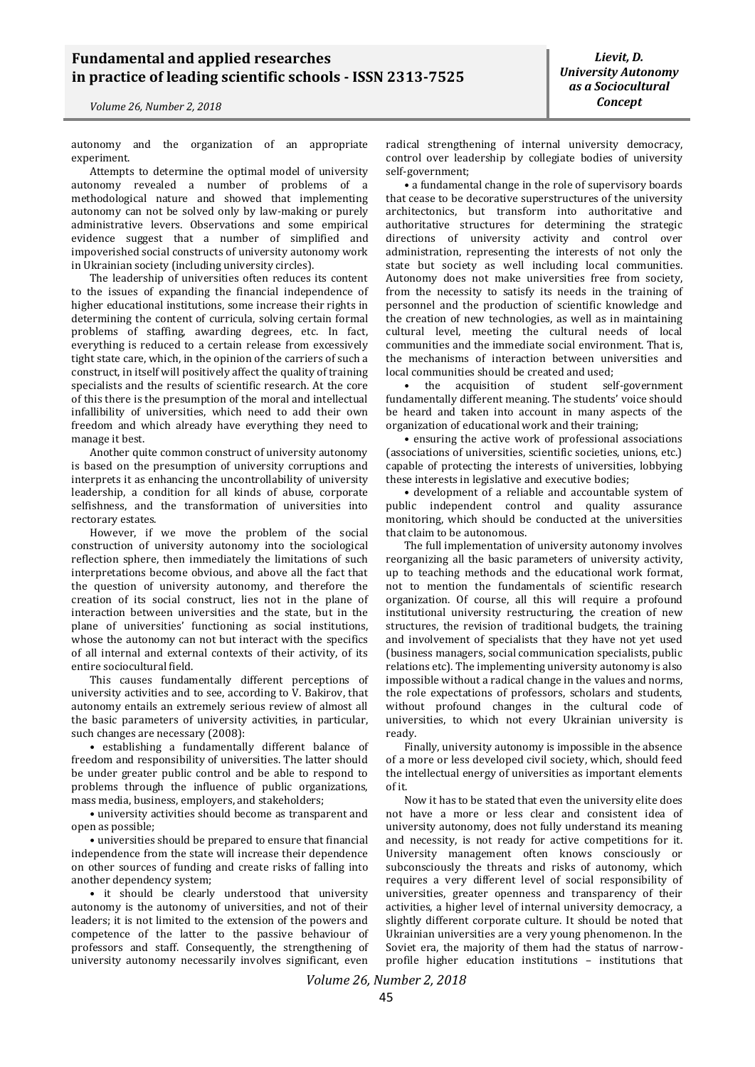autonomy and the organization of an appropriate experiment.

Attempts to determine the optimal model of university autonomy revealed a number of problems of a methodological nature and showed that implementing autonomy can not be solved only by law-making or purely administrative levers. Observations and some empirical evidence suggest that a number of simplified and impoverished social constructs of university autonomy work in Ukrainian society (including university circles).

The leadership of universities often reduces its content to the issues of expanding the financial independence of higher educational institutions, some increase their rights in determining the content of curricula, solving certain formal problems of staffing, awarding degrees, etc. In fact, everything is reduced to a certain release from excessively tight state care, which, in the opinion of the carriers of such a construct, in itself will positively affect the quality of training specialists and the results of scientific research. At the core of this there is the presumption of the moral and intellectual infallibility of universities, which need to add their own freedom and which already have everything they need to manage it best.

Another quite common construct of university autonomy is based on the presumption of university corruptions and interprets it as enhancing the uncontrollability of university leadership, a condition for all kinds of abuse, corporate selfishness, and the transformation of universities into rectorary estates.

However, if we move the problem of the social construction of university autonomy into the sociological reflection sphere, then immediately the limitations of such interpretations become obvious, and above all the fact that the question of university autonomy, and therefore the plane of the creation of its social construct, lies not in the plane of interaction between universities and the state, but in the plane of universities' functioning as social institutions, whose the autonomy can not but interact with the specifics of all internal and external contexts of their activity, of its entire sociocultural field.

This causes fundamentally different perceptions of university activities and to see, according to V. Bakirov, that autonomy entails an extremely serious review of almost all the basic parameters of university activities, in particular, such changes are necessary (2008):

• establishing a fundamentally different balance of freedom and responsibility of universities. The latter should be under greater public control and be able to respond to problems through the influence of public organizations, mass media, business, employers, and stakeholders;

• university activities should become as transparent and open as possible;

• universities should be prepared to ensure that financial independence from the state will increase their dependence on other sources of funding and create risks of falling into another dependency system;

• it should be clearly understood that university autonomy is the autonomy of universities, and not of their leaders; it is not limited to the extension of the powers and competence of the latter to the passive behaviour of professors and staff. Consequently, the strengthening of university autonomy necessarily involves significant, even radical strengthening of internal university democracy, control over leadership by collegiate bodies of university self-government;

• a fundamental change in the role of supervisory boards that cease to be decorative superstructures of the university architectonics, but transform into authoritative and authoritative structures for determining the strategic directions of university activity and control over administration, representing the interests of not only the state but society as well including local communities. Autonomy does not make universities free from society, from the necessity to satisfy its needs in the training of personnel and the production of scientific knowledge and the creation of new technologies, as well as in maintaining cultural level, meeting the cultural needs of local communities and the immediate social environment. That is, the mechanisms of interaction between universities and local communities should be created and used;

• the acquisition of student self-government fundamentally different meaning. The students' voice should be heard and taken into account in many aspects of the organization of educational work and their training;

• ensuring the active work of professional associations (associations of universities, scientific societies, unions, etc.) capable of protecting the interests of universities, lobbying these interests in legislative and executive bodies;

• development of a reliable and accountable system of public independent control and quality assurance monitoring, which should be conducted at the universities that claim to be autonomous.

The full implementation of university autonomy involves reorganizing all the basic parameters of university activity, up to teaching methods and the educational work format, not to mention the fundamentals of scientific research organization. Of course, all this will require a profound institutional university restructuring, the creation of new structures, the revision of traditional budgets, the training and involvement of specialists that they have not yet used (business managers, social communication specialists, public relations etc). The implementing university autonomy is also impossible without a radical change in the values and norms, the role expectations of professors, scholars and students, without profound changes in the cultural code of universities, to which not every Ukrainian university is ready.

Finally, university autonomy is impossible in the absence of a more or less developed civil society, which, should feed the intellectual energy of universities as important elements of it.

Now it has to be stated that even the university elite does not have a more or less clear and consistent idea of university autonomy, does not fully understand its meaning and necessity, is not ready for active competitions for it. University management often knows consciously or subconsciously the threats and risks of autonomy, which requires a very different level of social responsibility of universities, greater openness and transparency of their activities, a higher level of internal university democracy, a slightly different corporate culture. It should be noted that Ukrainian universities are a very young phenomenon. In the Soviet era, the majority of them had the status of narrow-profile higher education institutions – institutions that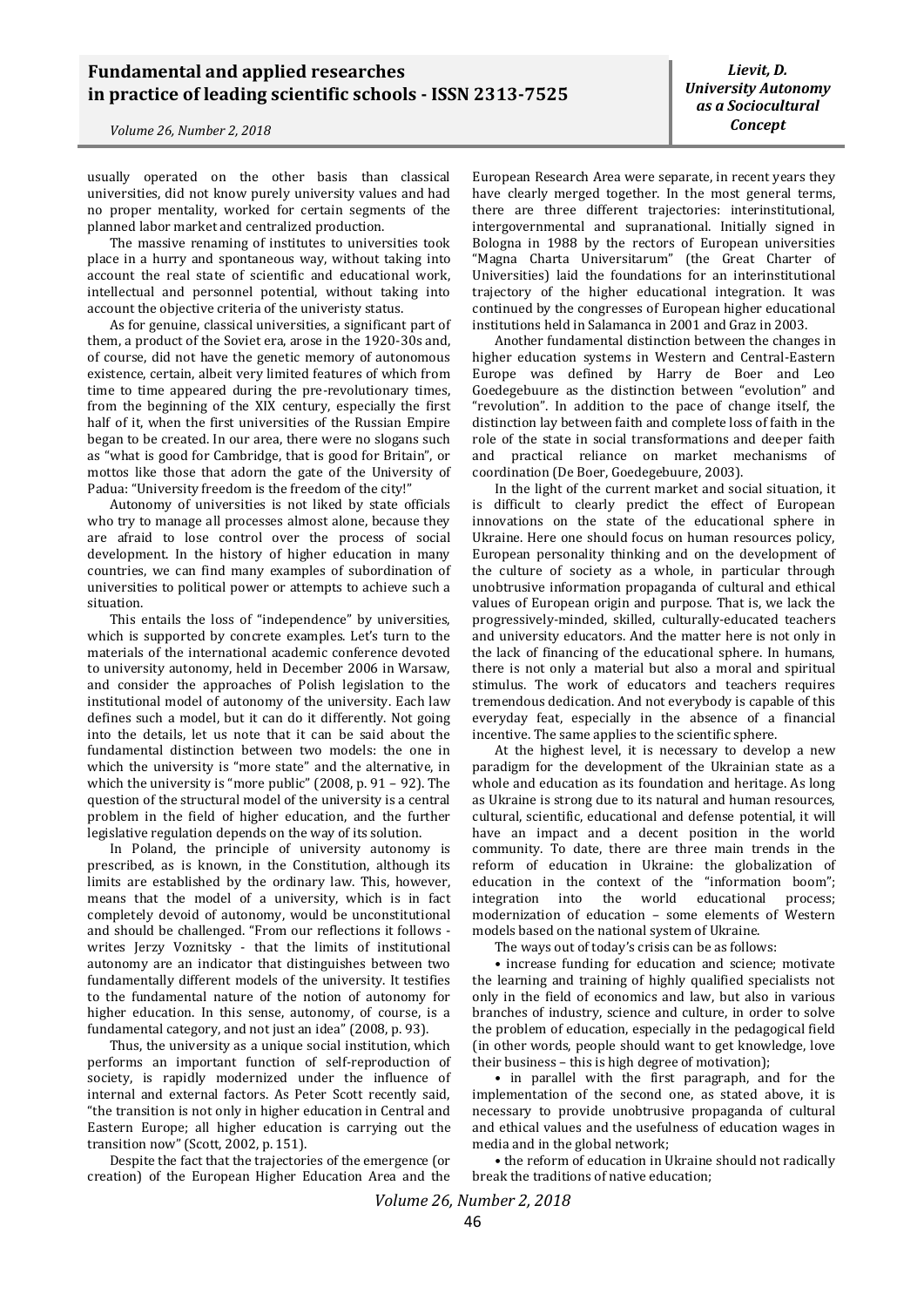usually operated on the other basis than classical universities, did not know purely university values and had no proper mentality, worked for certain segments of the planned labor market and centralized production.

The massive renaming of institutes to universities took place in a hurry and spontaneous way, without taking into account the real state of scientific and educational work, intellectual and personnel potential, without taking into account the objective criteria of the univeristy status.

As for genuine, classical universities, a significant part of them, a product of the Soviet era, arose in the 1920-30s and, of course, did not have the genetic memory of autonomous existence, certain, albeit very limited features of which from time to time appeared during the pre-revolutionary times, from the beginning of the XIX century, especially the first half of it, when the first universities of the Russian Empire began to be created. In our area, there were no slogans such as "what is good for Cambridge, that is good for Britain", or mottos like those that adorn the gate of the University of Padua: "University freedom is the freedom of the city!"

Autonomy of universities is not liked by state officials who try to manage all processes almost alone, because they are afraid to lose control over the process of social development. In the history of higher education in many countries, we can find many examples of subordination of universities to political power or attempts to achieve such a situation.

This entails the loss of "independence" by universities, which is supported by concrete examples. Let's turn to the materials of the international academic conference devoted to university autonomy, held in December 2006 in Warsaw, and consider the approaches of Polish legislation to the institutional model of autonomy of the university. Each law defines such a model, but it can do it differently. Not going into the details, let us note that it can be said about the fundamental distinction between two models: the one in which the university is "more state" and the alternative, in which the university is "more public" (2008, p. 91 – 92). The question of the structural model of the university is a central problem in the field of higher education, and the further legislative regulation depends on the way of its solution.

In Poland, the principle of university autonomy is prescribed, as is known, in the Constitution, although its limits are established by the ordinary law. This, however, means that the model of a university, which is in fact completely devoid of autonomy, would be unconstitutional and should be challenged. "From our reflections it follows - writes Jerzy Voznitsky - that the limits of institutional autonomy are an indicator that distinguishes between two fundamentally different models of the university. It testifies to the fundamental nature of the notion of autonomy for higher education. In this sense, autonomy, of course, is a fundamental category, and not just an idea" (2008, p. 93).

Thus, the university as a unique social institution, which performs an important function of self-reproduction of society, is rapidly modernized under the influence of internal and external factors. As Peter Scott recently said, "the transition is not only in higher education in Central and Eastern Europe; all higher education is carrying out the transition now" (Scott, 2002, p. 151).

Despite the fact that the trajectories of the emergence (or creation) of the European Higher Education Area and the European Research Area were separate, in recent years they have clearly merged together. In the most general terms, there are three different trajectories: interinstitutional, intergovernmental and supranational. Initially signed in Bologna in 1988 by the rectors of European universities "Magna Charta Universitarum" (the Great Charter of Universities) laid the foundations for an interinstitutional trajectory of the higher educational integration. It was continued by the congresses of European higher educational institutions held in Salamanca in 2001 and Graz in 2003.

Another fundamental distinction between the changes in higher education systems in Western and Central-Eastern Europe was defined by Harry de Boer and Leo Goedegebuure as the distinction between "evolution" and "revolution". In addition to the pace of change itself, the distinction lay between faith and complete loss of faith in the role of the state in social transformations and deeper faith and practical reliance on market mechanisms of coordination (De Boer, Goedegebuure, 2003).

In the light of the current market and social situation, it is difficult to clearly predict the effect of European innovations on the state of the educational sphere in Ukraine. Here one should focus on human resources policy, European personality thinking and on the development of the culture of society as a whole, in particular through unobtrusive information propaganda of cultural and ethical values of European origin and purpose. That is, we lack the progressively-minded, skilled, culturally-educated teachers and university educators. And the matter here is not only in the lack of financing of the educational sphere. In humans, there is not only a material but also a moral and spiritual stimulus. The work of educators and teachers requires tremendous dedication. And not everybody is capable of this everyday feat, especially in the absence of a financial incentive. The same applies to the scientific sphere.

At the highest level, it is necessary to develop a new paradigm for the development of the Ukrainian state as a whole and education as its foundation and heritage. As long as Ukraine is strong due to its natural and human resources, cultural, scientific, educational and defense potential, it will have an impact and a decent position in the world community. To date, there are three main trends in the reform of education in Ukraine: the globalization of education in the context of the "information boom"; integration into the world educational process; modernization of education – some elements of Western models based on the national system of Ukraine.

The ways out of today's crisis can be as follows:

- increase funding for education and science; motivate the learning and training of highly qualified specialists not only in the field of economics and law, but also in various branches of industry, science and culture, in order to solve the problem of education, especially in the pedagogical field (in other words, people should want to get knowledge, love their business – this is high degree of motivation);
- in parallel with the first paragraph, and for the implementation of the second one, as stated above, it is necessary to provide unobtrusive propaganda of cultural and ethical values and the usefulness of education wages in media and in the global network;
- the reform of education in Ukraine should not radically break the traditions of native education;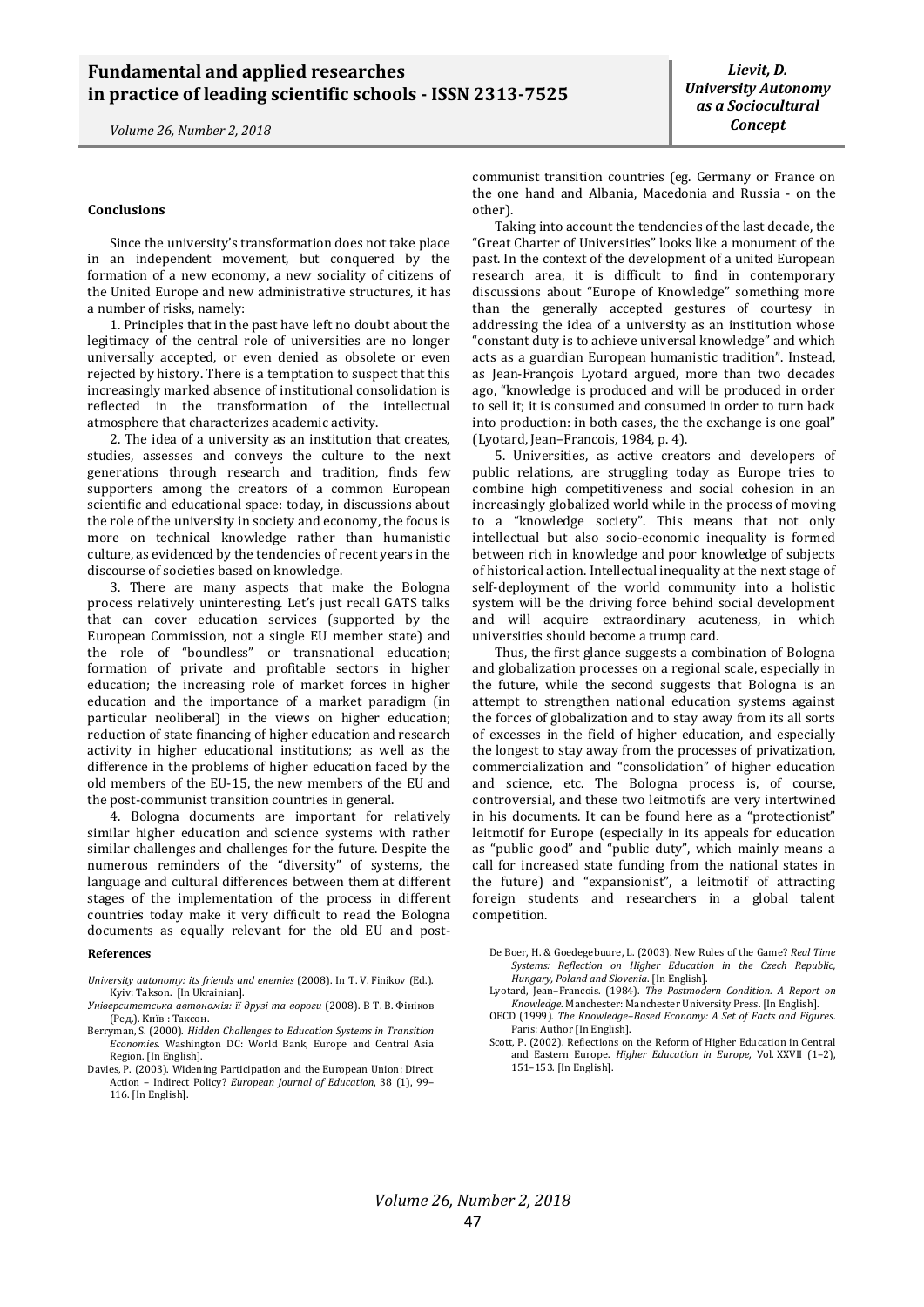### Conclusions

Since the university's transformation does not take place in an independent movement, but conquered by the formation of a new economy, a new sociality of citizens of the United Europe and new administrative structures, it has a number of risks, namely:

1. Principles that in the past have left no doubt about the legitimacy of the central role of universities are no longer universally accepted, or even denied as obsolete or even rejected by history. There is a temptation to suspect that this increasingly marked absence of institutional consolidation is reflected in the transformation of the intellectual atmosphere that characterizes academic activity.

2. The idea of a university as an institution that creates, studies, assesses and conveys the culture to the next generations through research and tradition, finds few supporters among the creators of a common European scientific and educational space: today, in discussions about the role of the university in society and economy, the focus is more on technical knowledge rather than humanistic culture, as evidenced by the tendencies of recent years in the discourse of societies based on knowledge.

3. There are many aspects that make the Bologna process relatively uninteresting. Let's just recall GATS talks that can cover education services (supported by the European Commission, not a single EU member state) and the role of "boundless" or transnational education; formation of private and profitable sectors in higher education; the increasing role of market forces in higher education and the importance of a market paradigm (in particular neoliberal) in the views on higher education; reduction of state financing of higher education and research activity in higher educational institutions; as well as the difference in the problems of higher education faced by the old members of the EU-15, the new members of the EU and the post-communist transition countries in general.

4. Bologna documents are important for relatively similar higher education and science systems with rather similar challenges and challenges for the future. Despite the numerous reminders of the "diversity" of systems, the language and cultural differences between them at different stages of the implementation of the process in different countries today make it very difficult to read the Bologna documents as equally relevant for the old EU and post-communist transition countries (eg. Germany or France on the one hand and Albania, Macedonia and Russia - on the other).

Taking into account the tendencies of the last decade, the "Great Charter of Universities" looks like a monument of the past. In the context of the development of a united European research area, it is difficult to find in contemporary discussions about "Europe of Knowledge" something more than the generally accepted gestures of courtesy in addressing the idea of a university as an institution whose "constant duty is to achieve universal knowledge" and which acts as a guardian European humanistic tradition". Instead, as Jean-François Lyotard argued, more than two decades ago, "knowledge is produced and will be produced in order to sell it; it is consumed and consumed in order to turn back into production: in both cases, the the exchange is one goal" (Lyotard, Jean–Francois, 1984, p. 4).

5. Universities, as active creators and developers of public relations, are struggling today as Europe tries to combine high competitiveness and social cohesion in an increasingly globalized world while in the process of moving to a "knowledge society". This means that not only intellectual but also socio-economic inequality is formed between rich in knowledge and poor knowledge of subjects of historical action. Intellectual inequality at the next stage of self-deployment of the world community into a holistic system will be the driving force behind social development and will acquire extraordinary acuteness, in which universities should become a trump card.

Thus, the first glance suggests a combination of Bologna and globalization processes on a regional scale, especially in the future, while the second suggests that Bologna is an attempt to strengthen national education systems against the forces of globalization and to stay away from its all sorts of excesses in the field of higher education, and especially the longest to stay away from the processes of privatization, commercialization and "consolidation" of higher education and science, etc. The Bologna process is, of course, controversial, and these two leitmotifs are very intertwined in his documents. It can be found here as a "protectionist" leitmotif for Europe (especially in its appeals for education as "public good" and "public duty", which mainly means a call for increased state funding from the national states in the future) and "expansionist", a leitmotif of attracting foreign students and researchers in a global talent competition.

### References

*University autonomy: its friends and enemies* (2008). In T. V. Finikov (Ed.). Kyiv: Takson. [In Ukrainian].

*Університетська автономія: її друзі та вороги* (2008). В Т. В. Фініков (Ред.). Київ : Таксон.

Berryman, S. (2000). *Hidden Challenges to Education Systems in Transition Economies.* Washington DC: World Bank, Europe and Central Asia Region. [In English].

Davies, P. (2003). Widening Participation and the European Union: Direct Action – Indirect Policy? *European Journal of Education*, 38 (1), 99–116. [In English].

De Boer, H. & Goedegebuure, L. (2003). New Rules of the Game? *Real Time Systems: Reflection on Higher Education in the Czech Republic, Hungary, Poland and Slovenia*. [In English].

Lyotard, Jean–Francois. (1984). *The Postmodern Condition. A Report on Knowledge*. Manchester: Manchester University Press. [In English].

OECD (1999). *The Knowledge–Based Economy: A Set of Facts and Figures*. Paris: Author [In English].

Scott, P. (2002). Reflections on the Reform of Higher Education in Central and Eastern Europe. *Higher Education in Europe*, Vol. XXVII (1–2), 151–153. [In English].